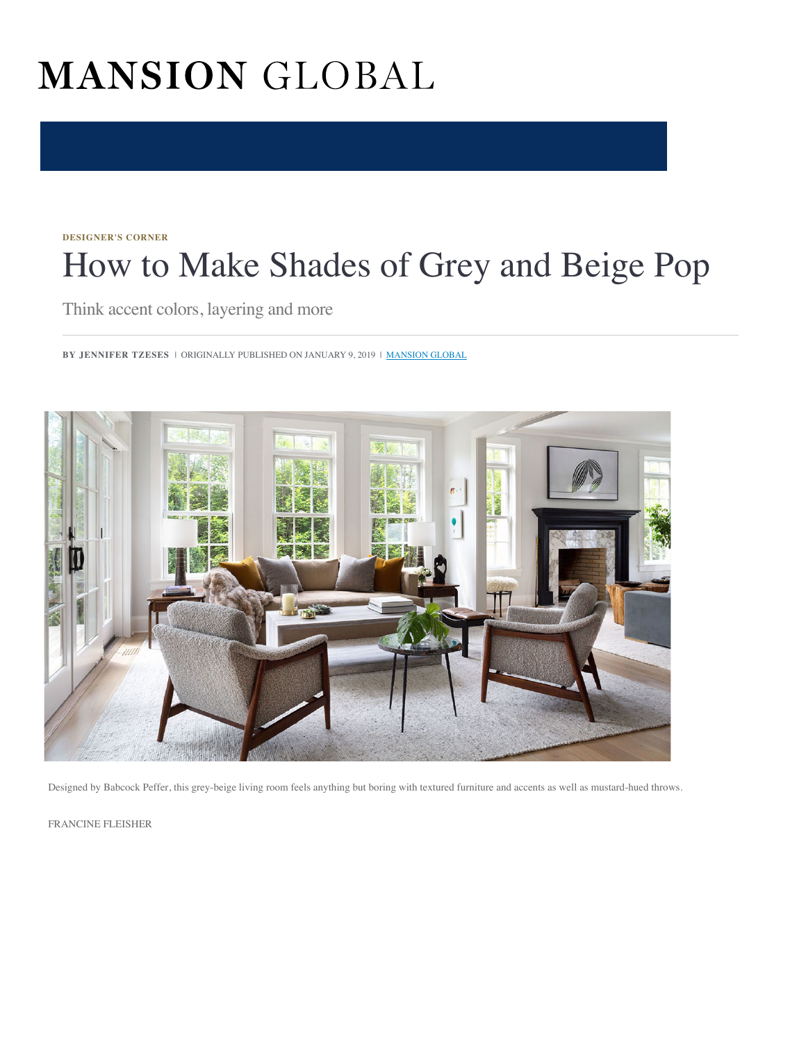# MANSION GLOBAL

DESIGNER'S CORNER

# How to Make Shades of Grey and Beige Pop

Think accent colors, layering and more

**BY JENNIFER TZESES** | ORIGINALLY PUBLISHED ON JANUARY 9, 2019 | MANSION GLOBAL

Designed by Babcock Peffer, this grey-beige living room feels anything but boring with textured furniture and accents as well as mustard-hued throws.

FRANCINE FLEISHER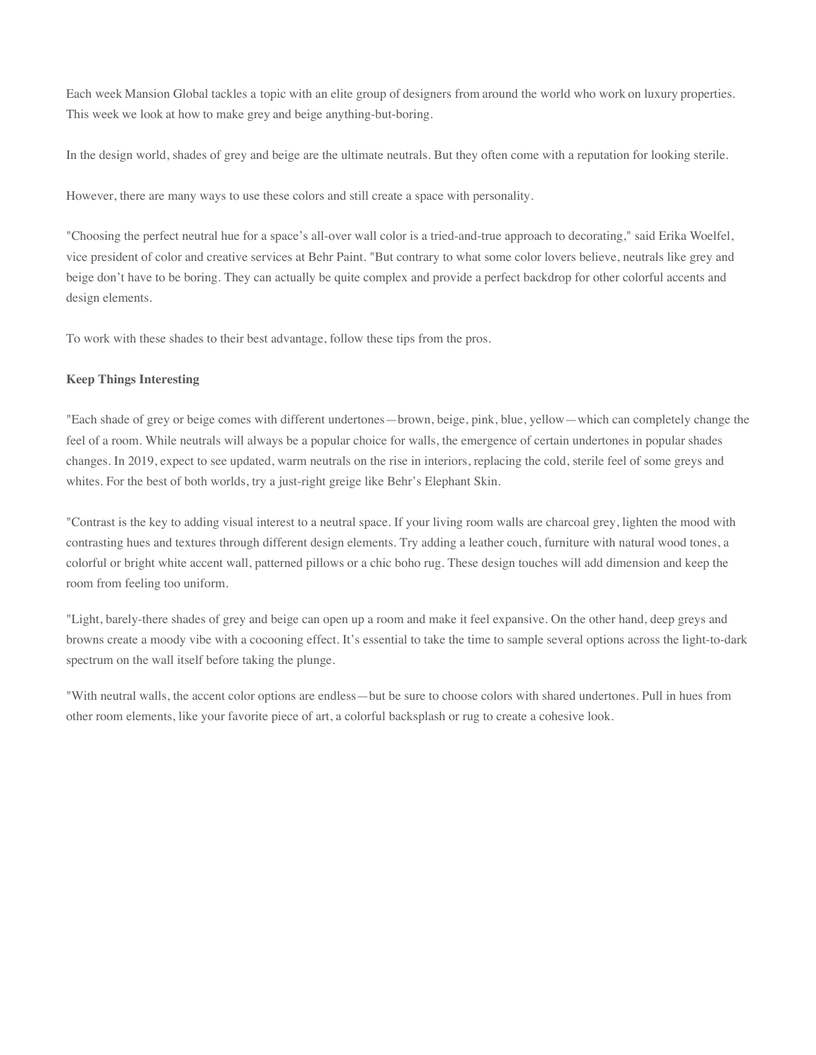Each week Mansion Global tackles a topic with an elite group of designers from around the world who work on luxury properties. This week we look at how to make grey and beige anything-but-boring.

In the design world, shades of grey and beige are the ultimate neutrals. But they often come with a reputation for looking sterile.

However, there are many ways to use these colors and still create a space with personality.

"Choosing the perfect neutral hue for a space's all-over wall color is a tried-and-true approach to decorating," said Erika Woelfel, vice president of color and creative services at Behr Paint. "But contrary to what some color lovers believe, neutrals like grey and beige don't have to be boring. They can actually be quite complex and provide a perfect backdrop for other colorful accents and design elements.

To work with these shades to their best advantage, follow these tips from the pros.

**Keep Things Interesting**

"Each shade of grey or beige comes with different undertones—brown, beige, pink, blue, yellow—which can completely change the feel of a room. While neutrals will always be a popular choice for walls, the emergence of certain undertones in popular shades changes. In 2019, expect to see updated, warm neutrals on the rise in interiors, replacing the cold, sterile feel of some greys and whites. For the best of both worlds, try a just-right greige like Behr's Elephant Skin.

"Contrast is the key to adding visual interest to a neutral space. If your living room walls are charcoal grey, lighten the mood with contrasting hues and textures through different design elements. Try adding a leather couch, furniture with natural wood tones, a colorful or bright white accent wall, patterned pillows or a chic boho rug. These design touches will add dimension and keep the room from feeling too uniform.

"Light, barely-there shades of grey and beige can open up a room and make it feel expansive. On the other hand, deep greys and browns create a moody vibe with a cocooning effect. It's essential to take the time to sample several options across the light-to-dark spectrum on the wall itself before taking the plunge.

"With neutral walls, the accent color options are endless—but be sure to choose colors with shared undertones. Pull in hues from other room elements, like your favorite piece of art, a colorful backsplash or rug to create a cohesive look.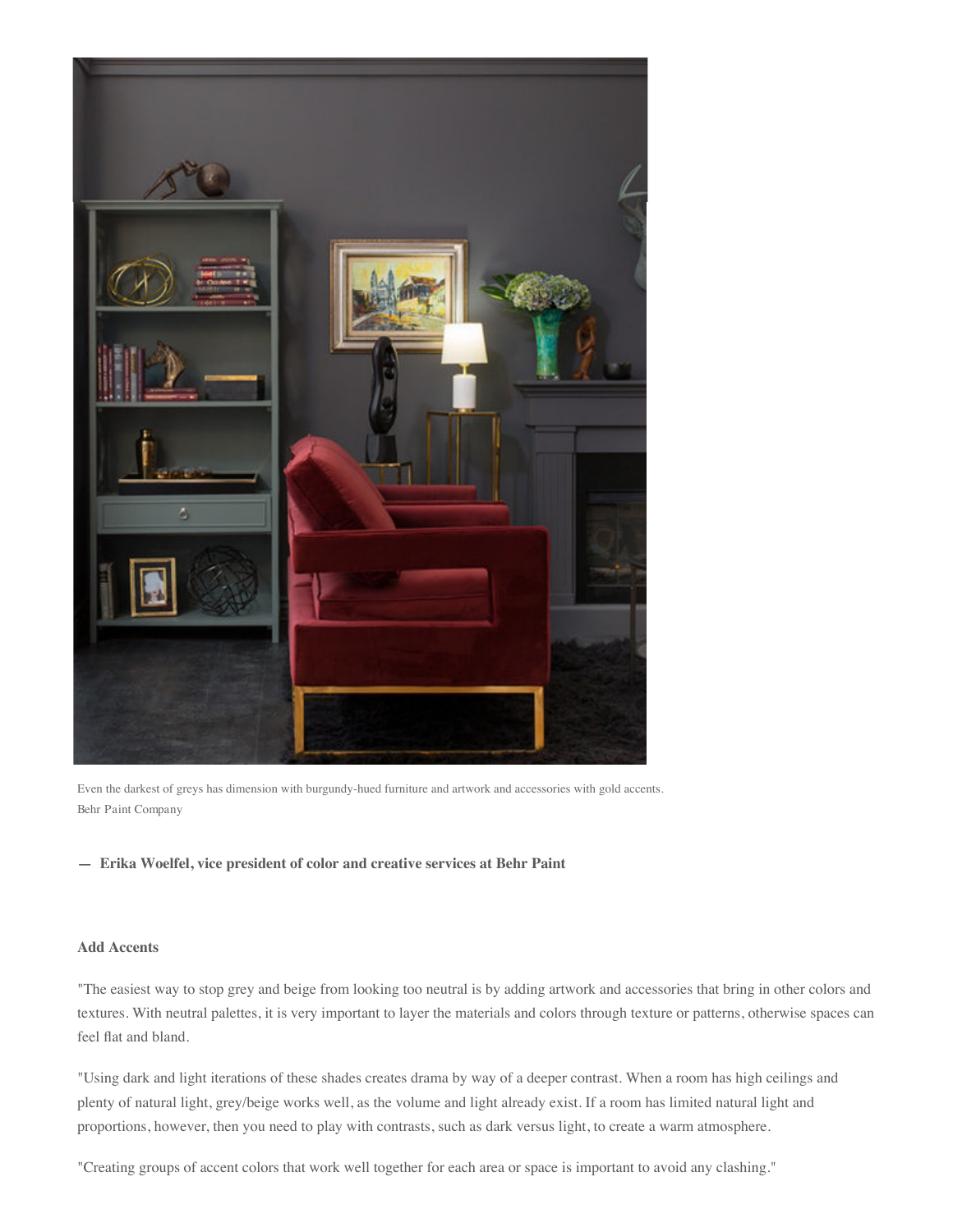Even the darkest of greys has dimension with burgundy-hued furniture and artwork and accessories with gold accents.
Behr Paint Company

**— Erika Woelfel, vice president of color and creative services at Behr Paint**

**Add Accents**

"The easiest way to stop grey and beige from looking too neutral is by adding artwork and accessories that bring in other colors and textures. With neutral palettes, it is very important to layer the materials and colors through texture or patterns, otherwise spaces can feel flat and bland.

"Using dark and light iterations of these shades creates drama by way of a deeper contrast. When a room has high ceilings and plenty of natural light, grey/beige works well, as the volume and light already exist. If a room has limited natural light and proportions, however, then you need to play with contrasts, such as dark versus light, to create a warm atmosphere.

"Creating groups of accent colors that work well together for each area or space is important to avoid any clashing."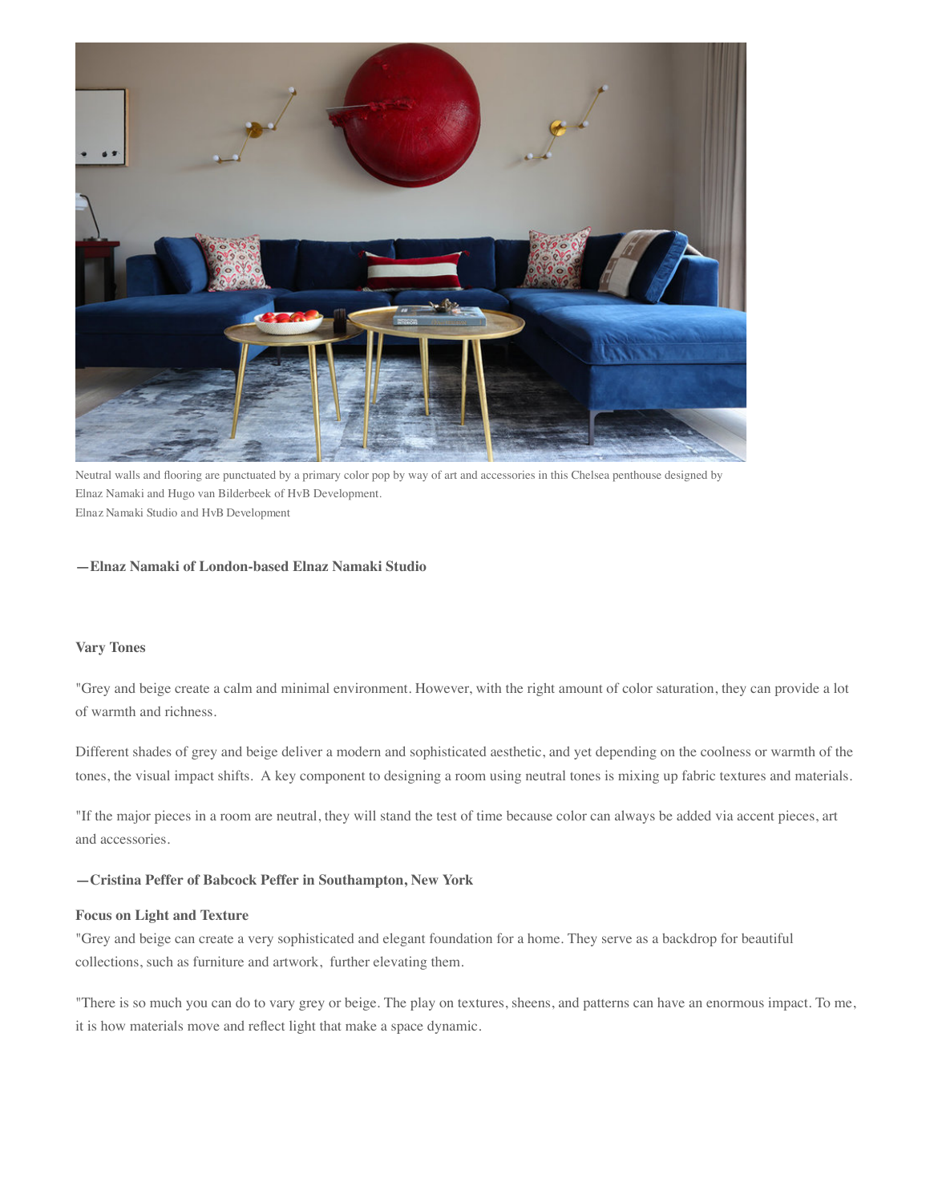Neutral walls and flooring are punctuated by a primary color pop by way of art and accessories in this Chelsea penthouse designed by Elnaz Namaki and Hugo van Bilderbeek of HvB Development.
Elnaz Namaki Studio and HvB Development

**—Elnaz Namaki of London-based Elnaz Namaki Studio**

**Vary Tones**

"Grey and beige create a calm and minimal environment. However, with the right amount of color saturation, they can provide a lot of warmth and richness.

Different shades of grey and beige deliver a modern and sophisticated aesthetic, and yet depending on the coolness or warmth of the tones, the visual impact shifts. A key component to designing a room using neutral tones is mixing up fabric textures and materials.

"If the major pieces in a room are neutral, they will stand the test of time because color can always be added via accent pieces, art and accessories.

**—Cristina Peffer of Babcock Peffer in Southampton, New York**

**Focus on Light and Texture**

"Grey and beige can create a very sophisticated and elegant foundation for a home. They serve as a backdrop for beautiful collections, such as furniture and artwork, further elevating them.

"There is so much you can do to vary grey or beige. The play on textures, sheens, and patterns can have an enormous impact. To me, it is how materials move and reflect light that make a space dynamic.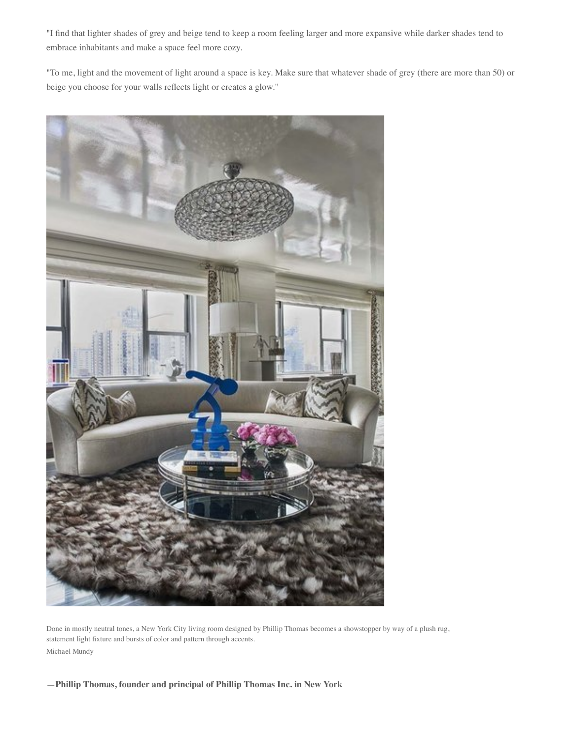"I find that lighter shades of grey and beige tend to keep a room feeling larger and more expansive while darker shades tend to embrace inhabitants and make a space feel more cozy.

"To me, light and the movement of light around a space is key. Make sure that whatever shade of grey (there are more than 50) or beige you choose for your walls reflects light or creates a glow."

Done in mostly neutral tones, a New York City living room designed by Phillip Thomas becomes a showstopper by way of a plush rug, statement light fixture and bursts of color and pattern through accents.

Michael Mundy

**—Phillip Thomas, founder and principal of Phillip Thomas Inc. in New York**